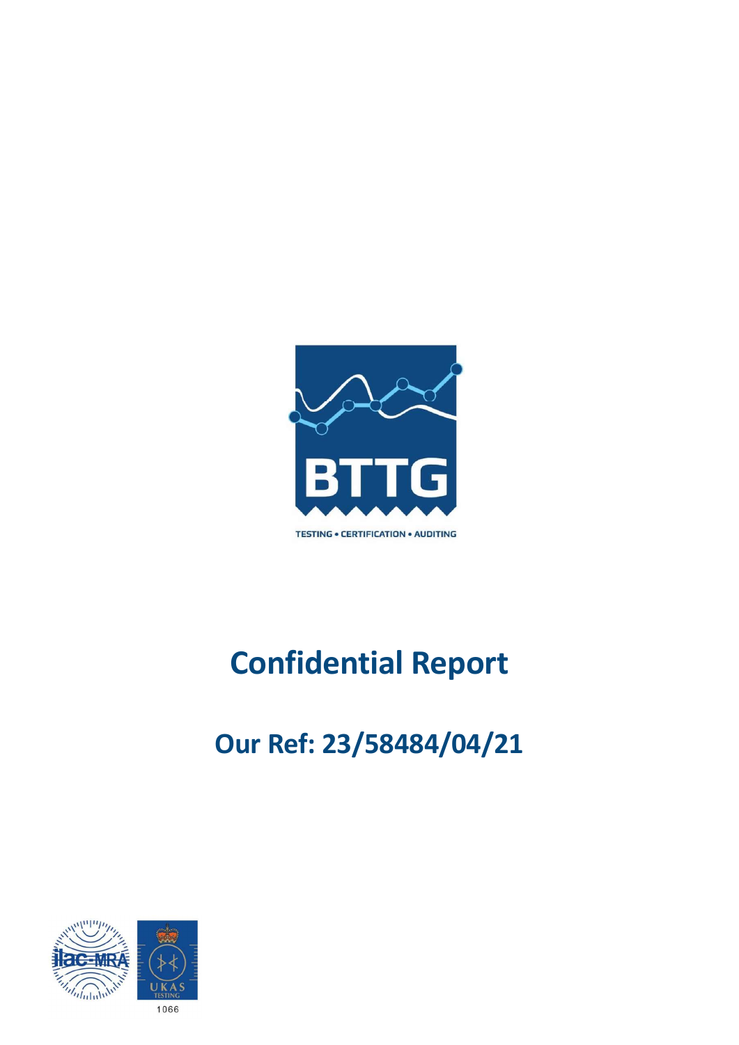BTTG

TESTING • CERTIFICATION • AUDITING

# Confidential Report

## Our Ref: 23/58484/04/21

1066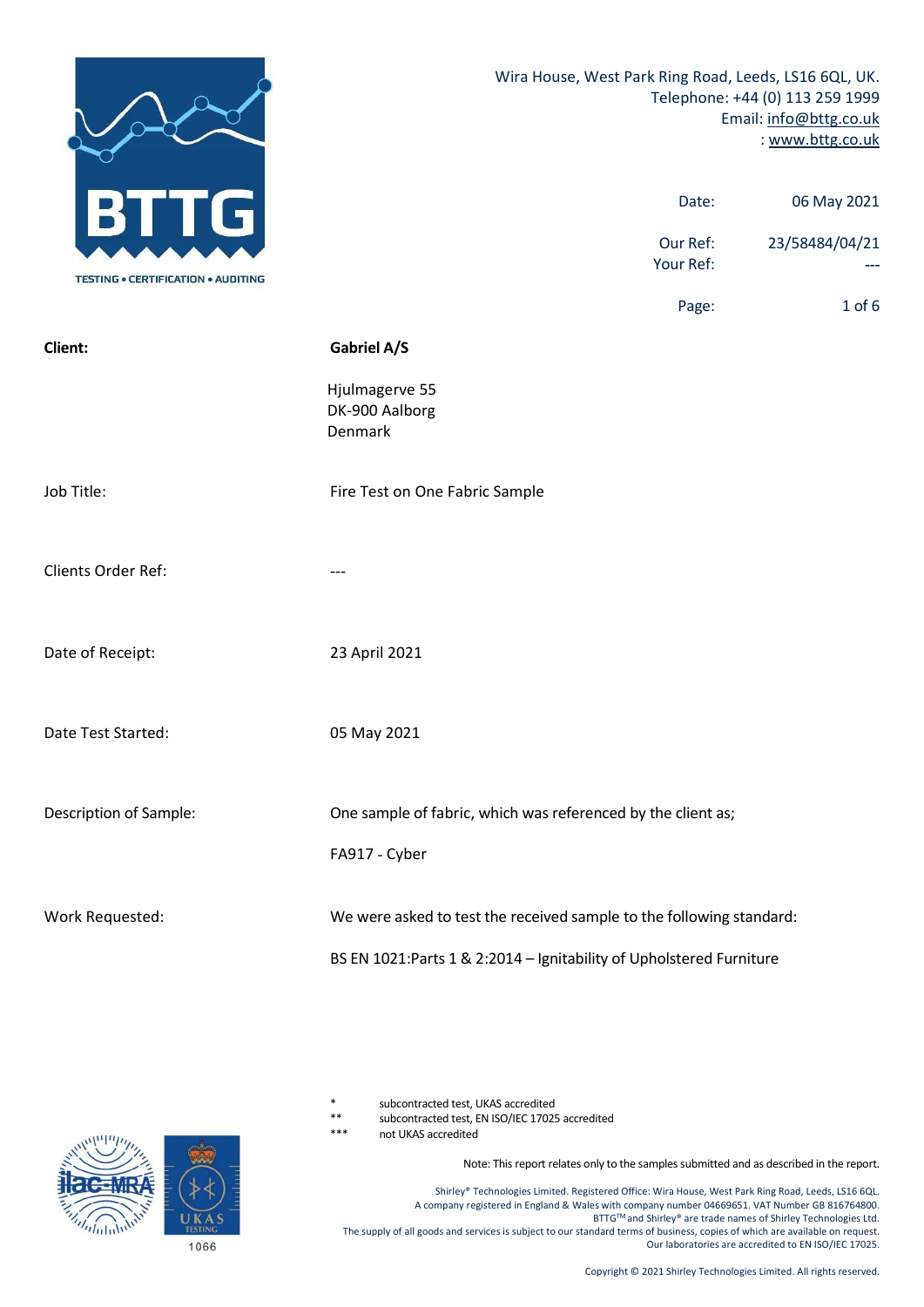Wira House, West Park Ring Road, Leeds, LS16 6QL, UK.
Telephone: +44 (0) 113 259 1999
Email: info@bttg.co.uk
: www.bttg.co.uk

| | |
|---|---|
| Date: | 06 May 2021 |
| Our Ref: | 23/58484/04/21 |
| Your Ref: | --- |

| | |
|---|---|
| **Client:** | **Gabriel A/S** |
| | Hjulmagerve 55<br>DK-900 Aalborg<br>Denmark |
| Job Title: | Fire Test on One Fabric Sample |
| Clients Order Ref: | --- |
| Date of Receipt: | 23 April 2021 |
| Date Test Started: | 05 May 2021 |
| Description of Sample: | One sample of fabric, which was referenced by the client as;<br><br>FA917 - Cyber |
| Work Requested: | We were asked to test the received sample to the following standard:<br><br>BS EN 1021:Parts 1 & 2:2014 – Ignitability of Upholstered Furniture |

\* subcontracted test, UKAS accredited
\*\* subcontracted test, EN ISO/IEC 17025 accredited
\*\*\* not UKAS accredited

Note: This report relates only to the samples submitted and as described in the report.

Shirley® Technologies Limited. Registered Office: Wira House, West Park Ring Road, Leeds, LS16 6QL.
A company registered in England & Wales with company number 04669651. VAT Number GB 816764800.
BTTG™ and Shirley® are trade names of Shirley Technologies Ltd.
The supply of all goods and services is subject to our standard terms of business, copies of which are available on request.
Our laboratories are accredited to EN ISO/IEC 17025.

1066

Copyright © 2021 Shirley Technologies Limited. All rights reserved.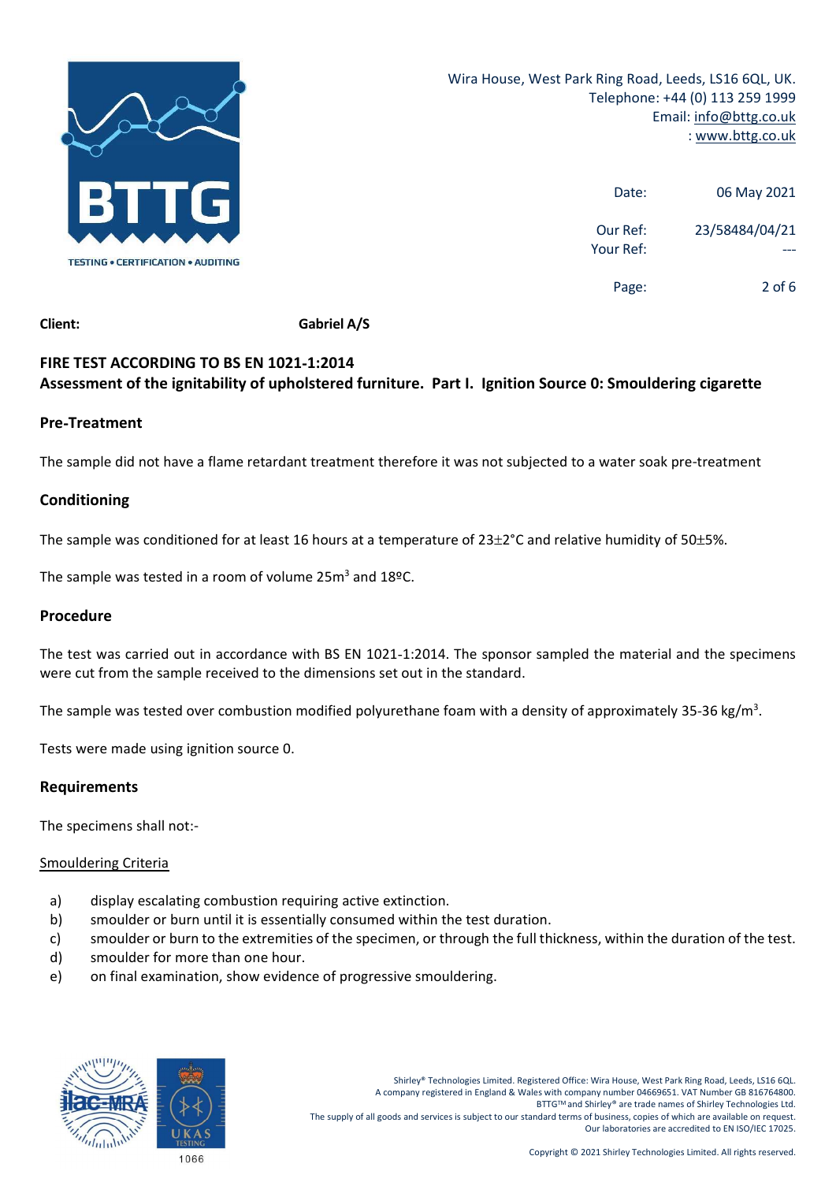Wira House, West Park Ring Road, Leeds, LS16 6QL, UK.
Telephone: +44 (0) 113 259 1999
Email: info@bttg.co.uk
: www.bttg.co.uk

| | |
|---|---|
| Date: | 06 May 2021 |
| Our Ref: | 23/58484/04/21 |
| Your Ref: | --- |

**Client:** **Gabriel A/S**

**FIRE TEST ACCORDING TO BS EN 1021-1:2014**
**Assessment of the ignitability of upholstered furniture. Part I. Ignition Source 0: Smouldering cigarette**

## Pre-Treatment

The sample did not have a flame retardant treatment therefore it was not subjected to a water soak pre-treatment

## Conditioning

The sample was conditioned for at least 16 hours at a temperature of 23±2°C and relative humidity of 50±5%.

The sample was tested in a room of volume 25m$^3$ and 18ºC.

## Procedure

The test was carried out in accordance with BS EN 1021-1:2014. The sponsor sampled the material and the specimens were cut from the sample received to the dimensions set out in the standard.

The sample was tested over combustion modified polyurethane foam with a density of approximately 35-36 kg/m$^3$.

Tests were made using ignition source 0.

## Requirements

The specimens shall not:-

Smouldering Criteria

a) display escalating combustion requiring active extinction.
b) smoulder or burn until it is essentially consumed within the test duration.
c) smoulder or burn to the extremities of the specimen, or through the full thickness, within the duration of the test.
d) smoulder for more than one hour.
e) on final examination, show evidence of progressive smouldering.

Shirley® Technologies Limited. Registered Office: Wira House, West Park Ring Road, Leeds, LS16 6QL.
A company registered in England & Wales with company number 04669651. VAT Number GB 816764800.
BTTG™ and Shirley® are trade names of Shirley Technologies Ltd.
The supply of all goods and services is subject to our standard terms of business, copies of which are available on request.
Our laboratories are accredited to EN ISO/IEC 17025.

Copyright © 2021 Shirley Technologies Limited. All rights reserved.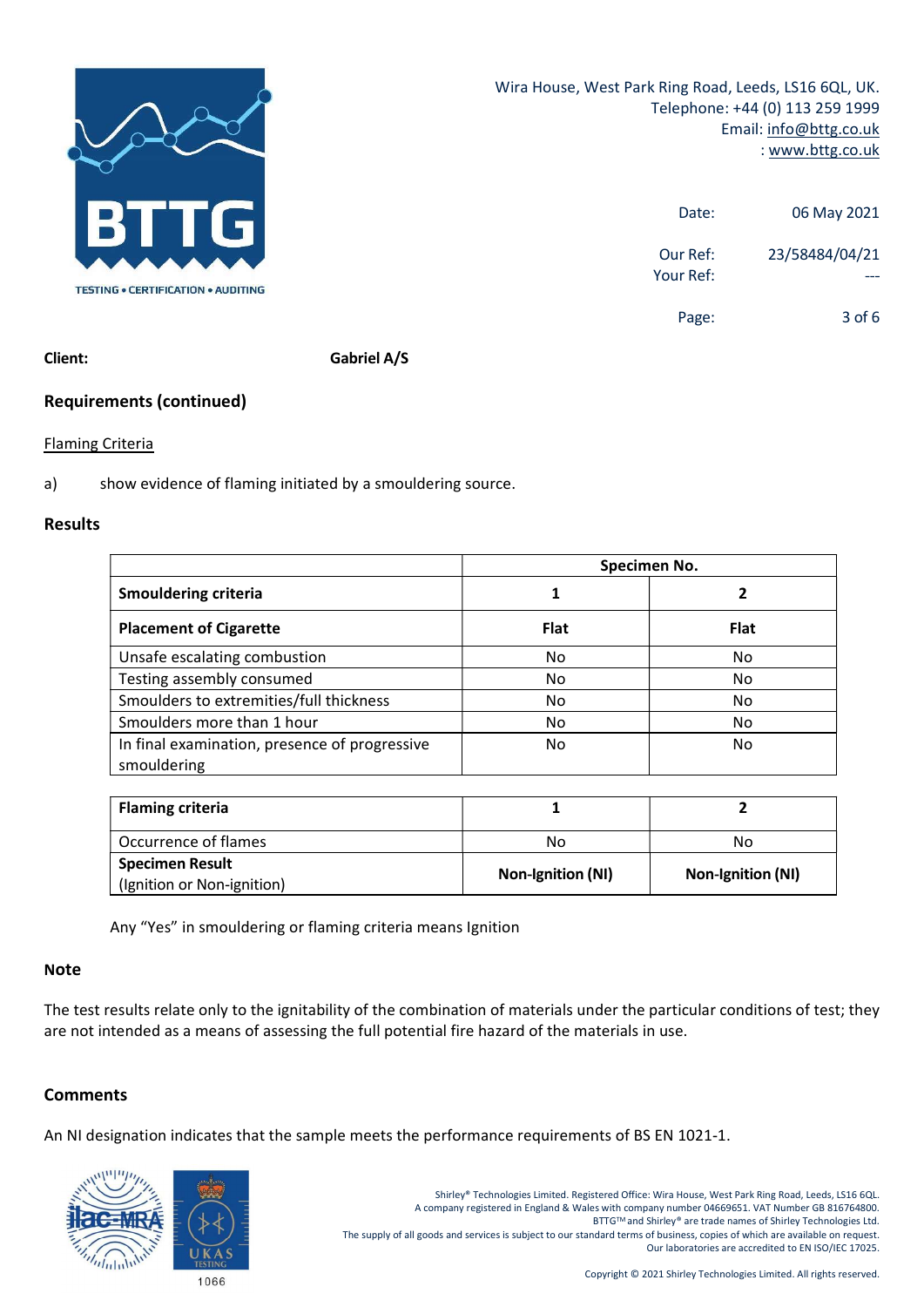Wira House, West Park Ring Road, Leeds, LS16 6QL, UK.
Telephone: +44 (0) 113 259 1999
Email: info@bttg.co.uk
: www.bttg.co.uk

Date: 06 May 2021

Our Ref: 23/58484/04/21
Your Ref: ---

**Client:** **Gabriel A/S**

## Requirements (continued)

Flaming Criteria

a) show evidence of flaming initiated by a smouldering source.

## Results

| | Specimen No. | |
|---|---|---|
| **Smouldering criteria** | **1** | **2** |
| **Placement of Cigarette** | **Flat** | **Flat** |
| Unsafe escalating combustion | No | No |
| Testing assembly consumed | No | No |
| Smoulders to extremities/full thickness | No | No |
| Smoulders more than 1 hour | No | No |
| In final examination, presence of progressive smouldering | No | No |

| **Flaming criteria** | **1** | **2** |
|---|---|---|
| Occurrence of flames | No | No |
| **Specimen Result** (Ignition or Non-ignition) | **Non-Ignition (NI)** | **Non-Ignition (NI)** |

Any "Yes" in smouldering or flaming criteria means Ignition

## Note

The test results relate only to the ignitability of the combination of materials under the particular conditions of test; they are not intended as a means of assessing the full potential fire hazard of the materials in use.

## Comments

An NI designation indicates that the sample meets the performance requirements of BS EN 1021-1.

Shirley® Technologies Limited. Registered Office: Wira House, West Park Ring Road, Leeds, LS16 6QL.
A company registered in England & Wales with company number 04669651. VAT Number GB 816764800.
BTTG™ and Shirley® are trade names of Shirley Technologies Ltd.
The supply of all goods and services is subject to our standard terms of business, copies of which are available on request.
Our laboratories are accredited to EN ISO/IEC 17025.

Copyright © 2021 Shirley Technologies Limited. All rights reserved.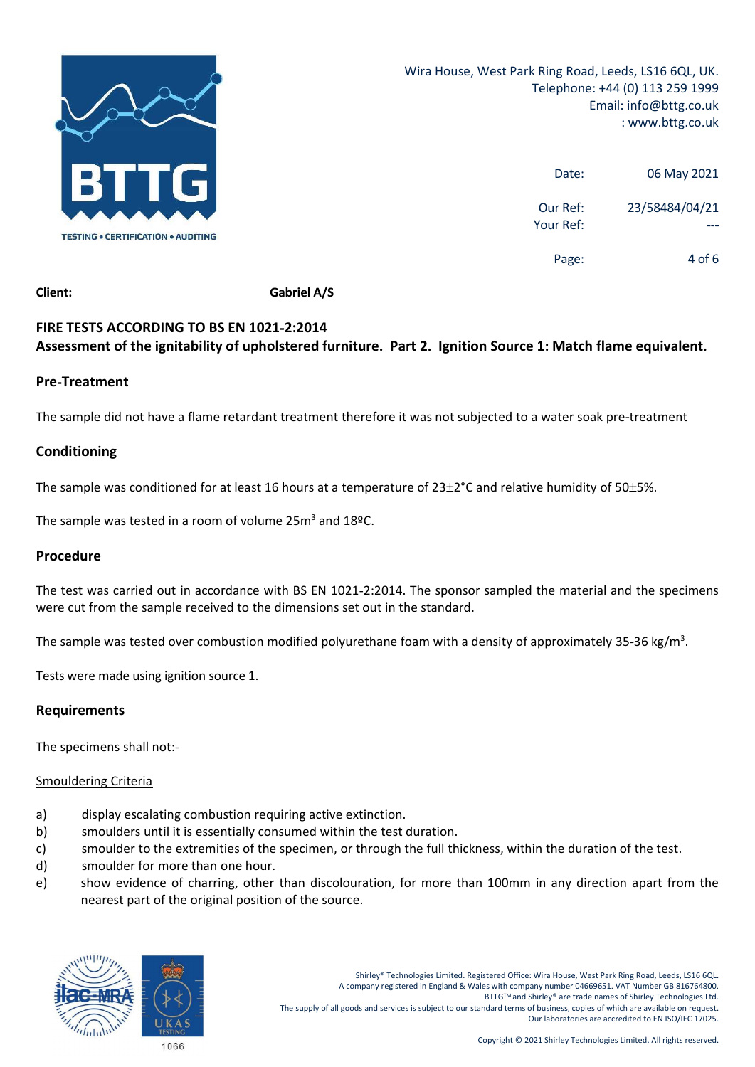Wira House, West Park Ring Road, Leeds, LS16 6QL, UK.
Telephone: +44 (0) 113 259 1999
Email: info@bttg.co.uk
: www.bttg.co.uk

Date: 06 May 2021

Our Ref: 23/58484/04/21
Your Ref: ---

**Client:** **Gabriel A/S**

**FIRE TESTS ACCORDING TO BS EN 1021-2:2014**
**Assessment of the ignitability of upholstered furniture. Part 2. Ignition Source 1: Match flame equivalent.**

## Pre-Treatment

The sample did not have a flame retardant treatment therefore it was not subjected to a water soak pre-treatment

## Conditioning

The sample was conditioned for at least 16 hours at a temperature of 23±2°C and relative humidity of 50±5%.

The sample was tested in a room of volume 25m$^3$ and 18ºC.

## Procedure

The test was carried out in accordance with BS EN 1021-2:2014. The sponsor sampled the material and the specimens were cut from the sample received to the dimensions set out in the standard.

The sample was tested over combustion modified polyurethane foam with a density of approximately 35-36 kg/m$^3$.

Tests were made using ignition source 1.

## Requirements

The specimens shall not:-

Smouldering Criteria

a) display escalating combustion requiring active extinction.
b) smoulders until it is essentially consumed within the test duration.
c) smoulder to the extremities of the specimen, or through the full thickness, within the duration of the test.
d) smoulder for more than one hour.
e) show evidence of charring, other than discolouration, for more than 100mm in any direction apart from the nearest part of the original position of the source.

Shirley® Technologies Limited. Registered Office: Wira House, West Park Ring Road, Leeds, LS16 6QL.
A company registered in England & Wales with company number 04669651. VAT Number GB 816764800.
BTTG™ and Shirley® are trade names of Shirley Technologies Ltd.
The supply of all goods and services is subject to our standard terms of business, copies of which are available on request.
Our laboratories are accredited to EN ISO/IEC 17025.

Copyright © 2021 Shirley Technologies Limited. All rights reserved.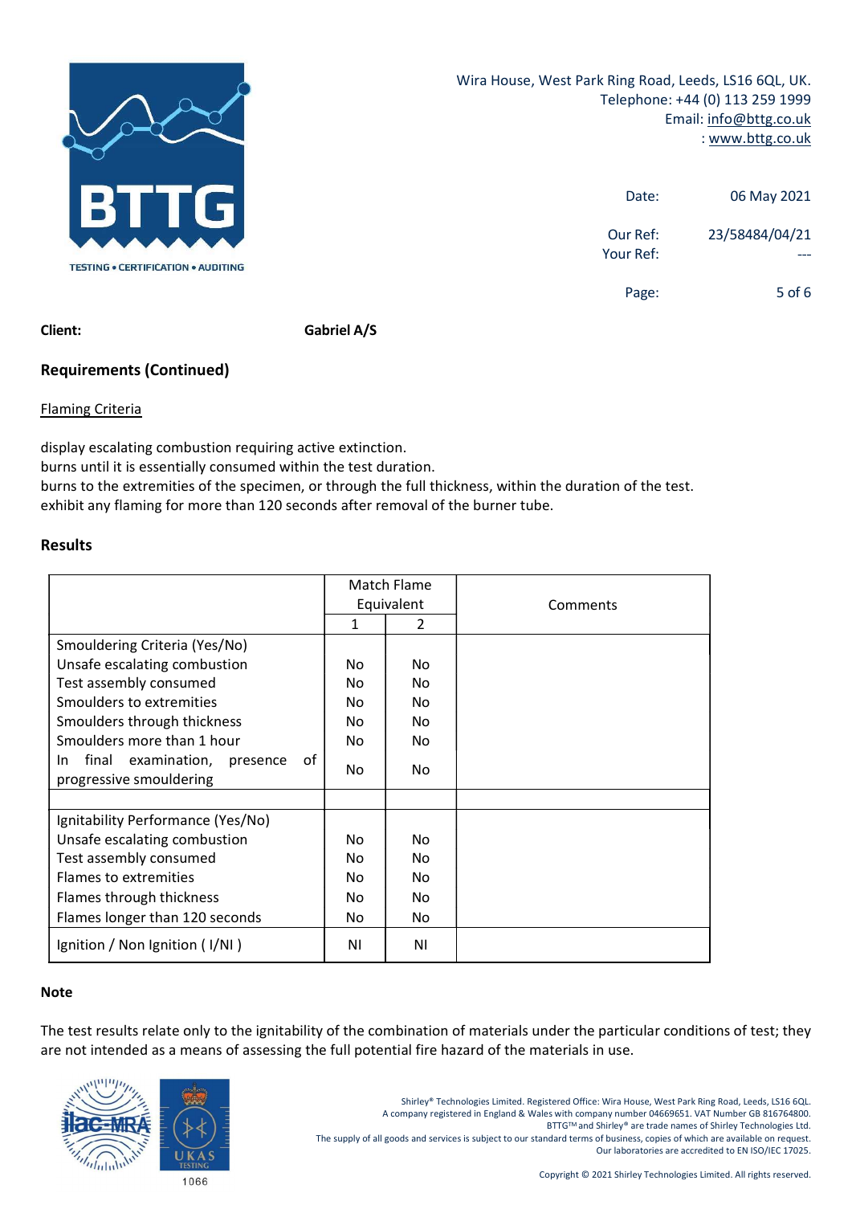Wira House, West Park Ring Road, Leeds, LS16 6QL, UK.
Telephone: +44 (0) 113 259 1999
Email: info@bttg.co.uk
: www.bttg.co.uk

| | |
|---|---|
| Date: | 06 May 2021 |
| Our Ref: | 23/58484/04/21 |
| Your Ref: | --- |

**Client:** **Gabriel A/S**

## Requirements (Continued)

Flaming Criteria

display escalating combustion requiring active extinction.
burns until it is essentially consumed within the test duration.
burns to the extremities of the specimen, or through the full thickness, within the duration of the test.
exhibit any flaming for more than 120 seconds after removal of the burner tube.

## Results

| | Match Flame Equivalent | | Comments |
|---|---|---|---|
| | 1 | 2 | |
| Smouldering Criteria (Yes/No) | | | |
| Unsafe escalating combustion | No | No | |
| Test assembly consumed | No | No | |
| Smoulders to extremities | No | No | |
| Smoulders through thickness | No | No | |
| Smoulders more than 1 hour | No | No | |
| In final examination, presence of progressive smouldering | No | No | |
| | | | |
| Ignitability Performance (Yes/No) | | | |
| Unsafe escalating combustion | No | No | |
| Test assembly consumed | No | No | |
| Flames to extremities | No | No | |
| Flames through thickness | No | No | |
| Flames longer than 120 seconds | No | No | |
| Ignition / Non Ignition ( I/NI ) | NI | NI | |

## Note

The test results relate only to the ignitability of the combination of materials under the particular conditions of test; they are not intended as a means of assessing the full potential fire hazard of the materials in use.

1066

Shirley® Technologies Limited. Registered Office: Wira House, West Park Ring Road, Leeds, LS16 6QL.
A company registered in England & Wales with company number 04669651. VAT Number GB 816764800.
BTTG™ and Shirley® are trade names of Shirley Technologies Ltd.
The supply of all goods and services is subject to our standard terms of business, copies of which are available on request.
Our laboratories are accredited to EN ISO/IEC 17025.

Copyright © 2021 Shirley Technologies Limited. All rights reserved.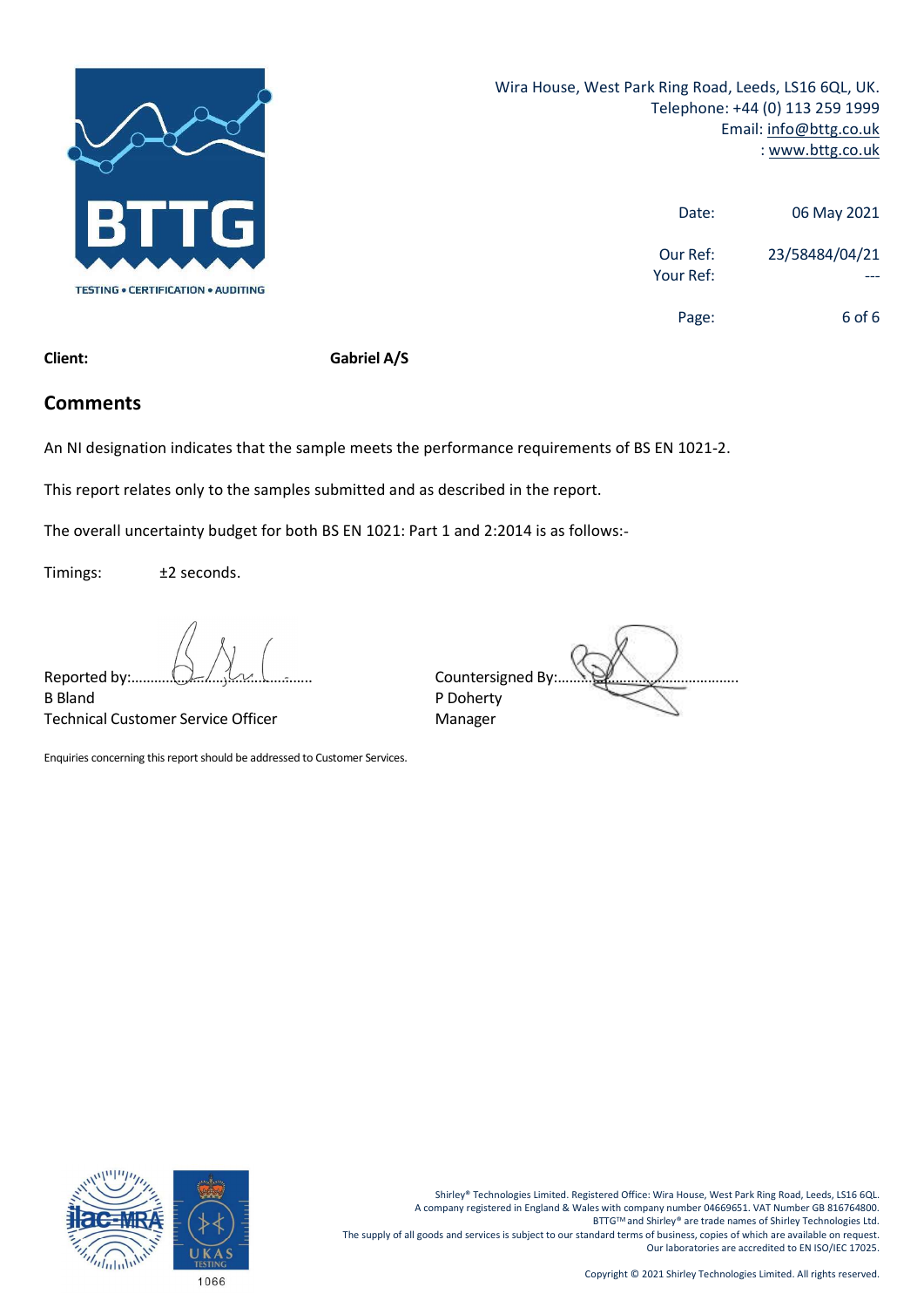Wira House, West Park Ring Road, Leeds, LS16 6QL, UK.
Telephone: +44 (0) 113 259 1999
Email: info@bttg.co.uk
: www.bttg.co.uk

| | |
|---|---|
| Date: | 06 May 2021 |
| Our Ref: | 23/58484/04/21 |
| Your Ref: | --- |

**Client:** **Gabriel A/S**

## Comments

An NI designation indicates that the sample meets the performance requirements of BS EN 1021-2.

This report relates only to the samples submitted and as described in the report.

The overall uncertainty budget for both BS EN 1021: Part 1 and 2:2014 is as follows:-

Timings: ±2 seconds.

Reported by:......................................
B Bland
Technical Customer Service Officer

Countersigned By:......................................
P Doherty
Manager

Enquiries concerning this report should be addressed to Customer Services.

Shirley® Technologies Limited. Registered Office: Wira House, West Park Ring Road, Leeds, LS16 6QL.
A company registered in England & Wales with company number 04669651. VAT Number GB 816764800.
BTTG™ and Shirley® are trade names of Shirley Technologies Ltd.
The supply of all goods and services is subject to our standard terms of business, copies of which are available on request.
Our laboratories are accredited to EN ISO/IEC 17025.

Copyright © 2021 Shirley Technologies Limited. All rights reserved.